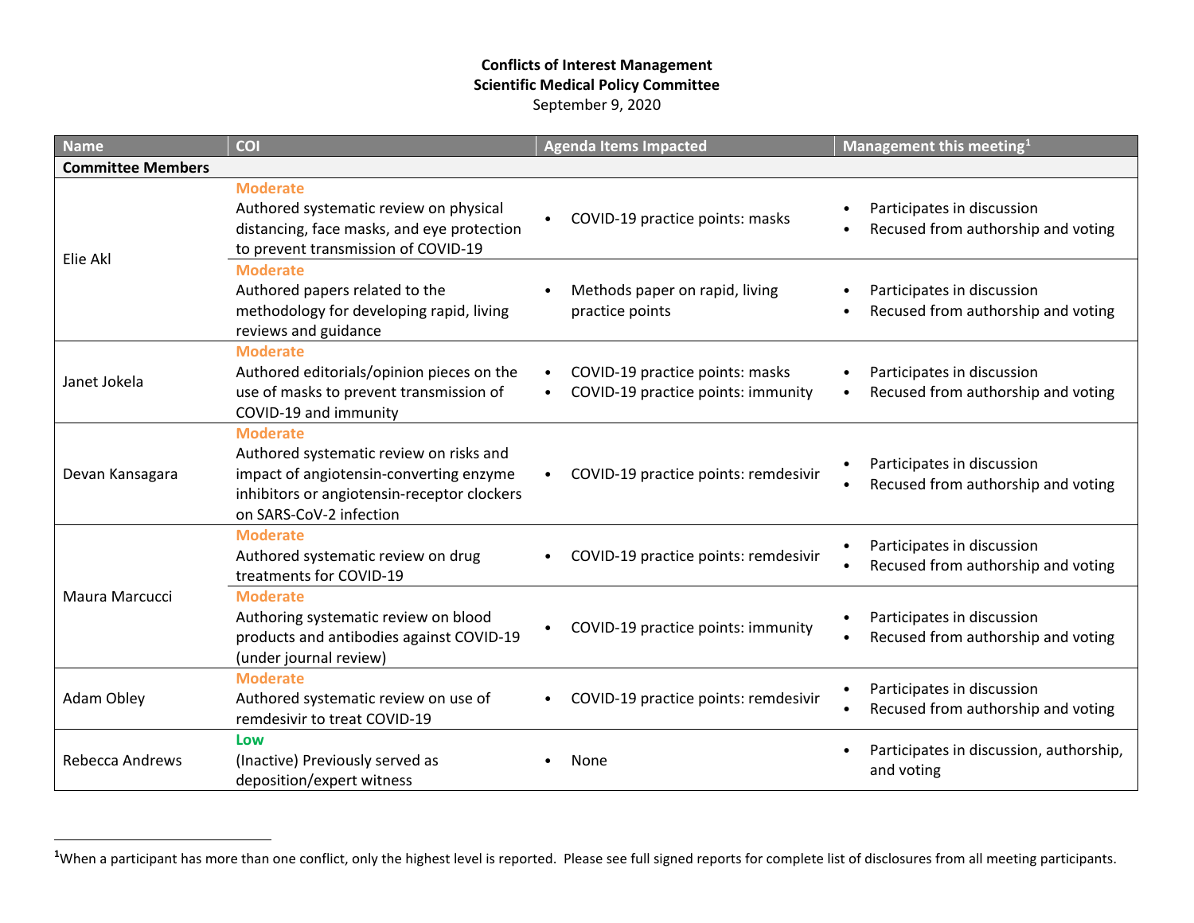**Conflicts of Interest Management**
**Scientific Medical Policy Committee**
September 9, 2020

| Name | COI | Agenda Items Impacted | Management this meeting[1] |
|---|---|---|---|
| **Committee Members** | | | |
| Elie Akl | **Moderate** Authored systematic review on physical distancing, face masks, and eye protection to prevent transmission of COVID-19 | • COVID-19 practice points: masks | • Participates in discussion<br>• Recused from authorship and voting |
| | **Moderate** Authored papers related to the methodology for developing rapid, living reviews and guidance | • Methods paper on rapid, living practice points | • Participates in discussion<br>• Recused from authorship and voting |
| Janet Jokela | **Moderate** Authored editorials/opinion pieces on the use of masks to prevent transmission of COVID-19 and immunity | • COVID-19 practice points: masks<br>• COVID-19 practice points: immunity | • Participates in discussion<br>• Recused from authorship and voting |
| Devan Kansagara | **Moderate** Authored systematic review on risks and impact of angiotensin-converting enzyme inhibitors or angiotensin-receptor clockers on SARS-CoV-2 infection | • COVID-19 practice points: remdesivir | • Participates in discussion<br>• Recused from authorship and voting |
| Maura Marcucci | **Moderate** Authored systematic review on drug treatments for COVID-19 | • COVID-19 practice points: remdesivir | • Participates in discussion<br>• Recused from authorship and voting |
| | **Moderate** Authoring systematic review on blood products and antibodies against COVID-19 (under journal review) | • COVID-19 practice points: immunity | • Participates in discussion<br>• Recused from authorship and voting |
| Adam Obley | **Moderate** Authored systematic review on use of remdesivir to treat COVID-19 | • COVID-19 practice points: remdesivir | • Participates in discussion<br>• Recused from authorship and voting |
| Rebecca Andrews | **Low** (Inactive) Previously served as deposition/expert witness | • None | • Participates in discussion, authorship, and voting |

[1] When a participant has more than one conflict, only the highest level is reported. Please see full signed reports for complete list of disclosures from all meeting participants.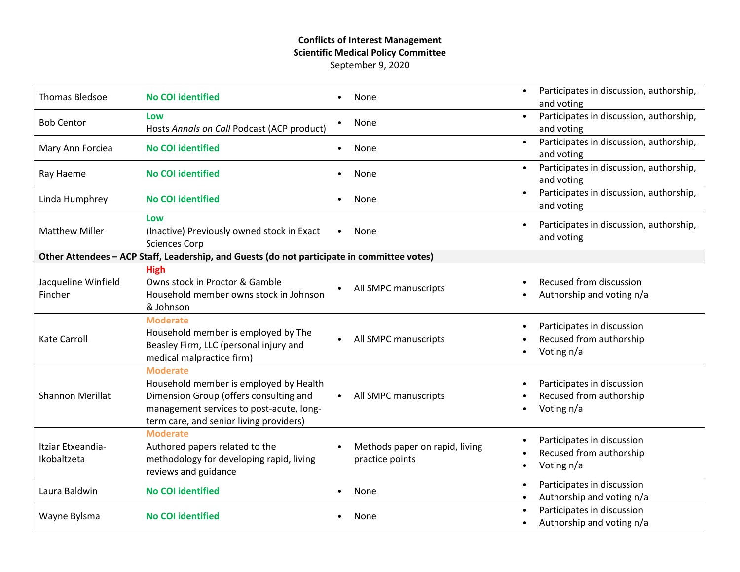**Conflicts of Interest Management**
**Scientific Medical Policy Committee**
September 9, 2020

| | | | |
|---|---|---|---|
| Thomas Bledsoe | **No COI identified** | • None | • Participates in discussion, authorship, and voting |
| Bob Centor | **Low**<br>Hosts *Annals on Call* Podcast (ACP product) | • None | • Participates in discussion, authorship, and voting |
| Mary Ann Forciea | **No COI identified** | • None | • Participates in discussion, authorship, and voting |
| Ray Haeme | **No COI identified** | • None | • Participates in discussion, authorship, and voting |
| Linda Humphrey | **No COI identified** | • None | • Participates in discussion, authorship, and voting |
| Matthew Miller | **Low**<br>(Inactive) Previously owned stock in Exact Sciences Corp | • None | • Participates in discussion, authorship, and voting |
| **Other Attendees – ACP Staff, Leadership, and Guests (do not participate in committee votes)** | | | |
| Jacqueline Winfield Fincher | **High**<br>Owns stock in Proctor & Gamble<br>Household member owns stock in Johnson & Johnson | • All SMPC manuscripts | • Recused from discussion<br>• Authorship and voting n/a |
| Kate Carroll | **Moderate**<br>Household member is employed by The Beasley Firm, LLC (personal injury and medical malpractice firm) | • All SMPC manuscripts | • Participates in discussion<br>• Recused from authorship<br>• Voting n/a |
| Shannon Merillat | **Moderate**<br>Household member is employed by Health Dimension Group (offers consulting and management services to post-acute, long-term care, and senior living providers) | • All SMPC manuscripts | • Participates in discussion<br>• Recused from authorship<br>• Voting n/a |
| Itziar Etxeandia-Ikobaltzeta | **Moderate**<br>Authored papers related to the methodology for developing rapid, living reviews and guidance | • Methods paper on rapid, living practice points | • Participates in discussion<br>• Recused from authorship<br>• Voting n/a |
| Laura Baldwin | **No COI identified** | • None | • Participates in discussion<br>• Authorship and voting n/a |
| Wayne Bylsma | **No COI identified** | • None | • Participates in discussion<br>• Authorship and voting n/a |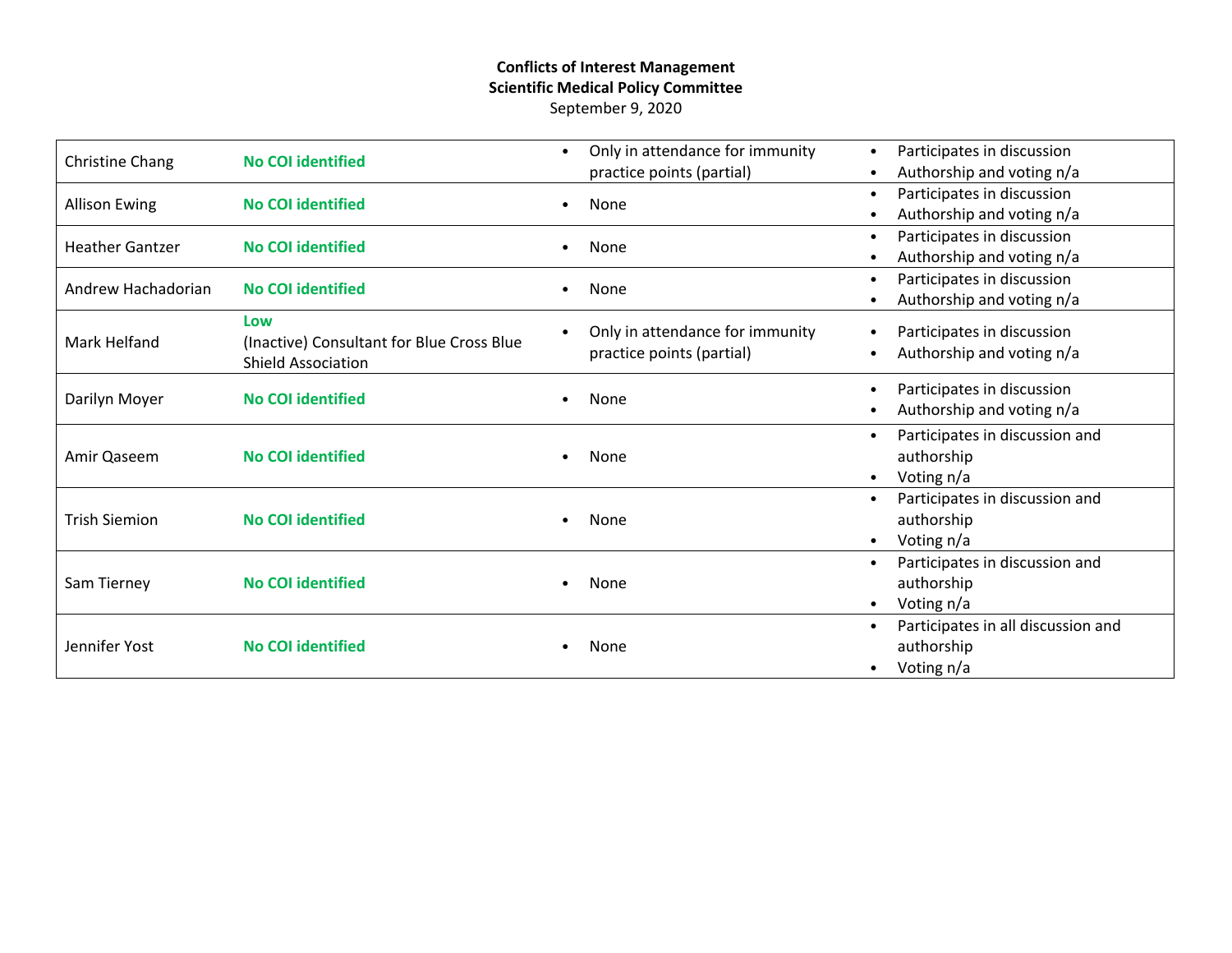**Conflicts of Interest Management**
**Scientific Medical Policy Committee**
September 9, 2020

| | | | |
|---|---|---|---|
| Christine Chang | **No COI identified** | • Only in attendance for immunity practice points (partial) | • Participates in discussion<br>• Authorship and voting n/a |
| Allison Ewing | **No COI identified** | • None | • Participates in discussion<br>• Authorship and voting n/a |
| Heather Gantzer | **No COI identified** | • None | • Participates in discussion<br>• Authorship and voting n/a |
| Andrew Hachadorian | **No COI identified** | • None | • Participates in discussion<br>• Authorship and voting n/a |
| Mark Helfand | **Low**<br>(Inactive) Consultant for Blue Cross Blue Shield Association | • Only in attendance for immunity practice points (partial) | • Participates in discussion<br>• Authorship and voting n/a |
| Darilyn Moyer | **No COI identified** | • None | • Participates in discussion<br>• Authorship and voting n/a |
| Amir Qaseem | **No COI identified** | • None | • Participates in discussion and authorship<br>• Voting n/a |
| Trish Siemion | **No COI identified** | • None | • Participates in discussion and authorship<br>• Voting n/a |
| Sam Tierney | **No COI identified** | • None | • Participates in discussion and authorship<br>• Voting n/a |
| Jennifer Yost | **No COI identified** | • None | • Participates in all discussion and authorship<br>• Voting n/a |